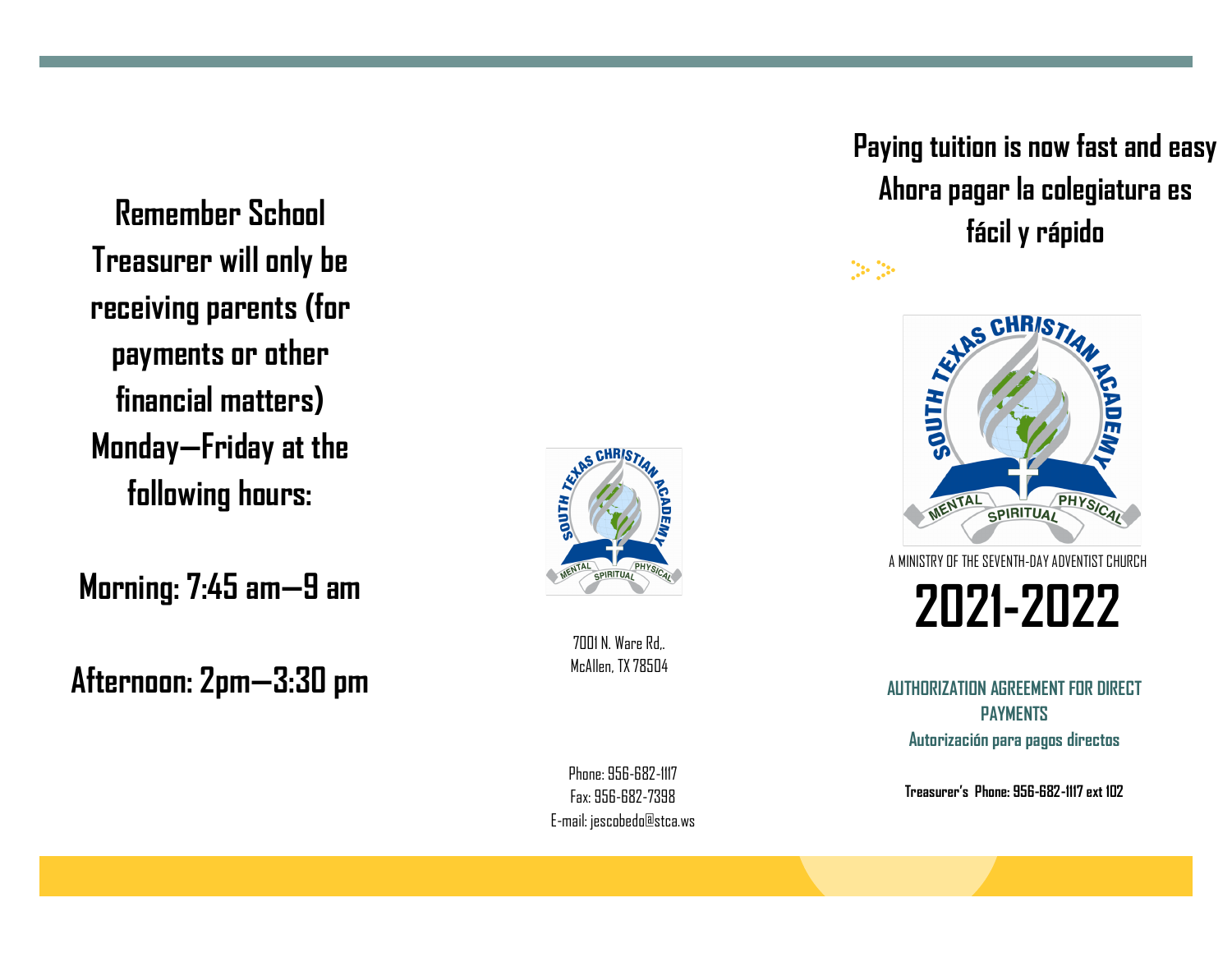**Remember School Treasurer will only be receiving parents (for payments or other financial matters) Monday—Friday at the following hours:**

**Morning: 7:45 am—9 am**

**Afternoon: 2pm—3:30 pm**

7001 N. Ware Rd,.
McAllen, TX 78504

Phone: 956-682-1117
Fax: 956-682-7398
E-mail: jescobedo@stca.ws

# Paying tuition is now fast and easy
# Ahora pagar la colegiatura es fácil y rápido

SOUTH TEXAS CHRISTIAN ACADEMY
MENTAL SPIRITUAL PHYSICAL

A MINISTRY OF THE SEVENTH-DAY ADVENTIST CHURCH

# 2021-2022

## AUTHORIZATION AGREEMENT FOR DIRECT PAYMENTS

**Autorización para pagos directos**

**Treasurer's Phone: 956-682-1117 ext 102**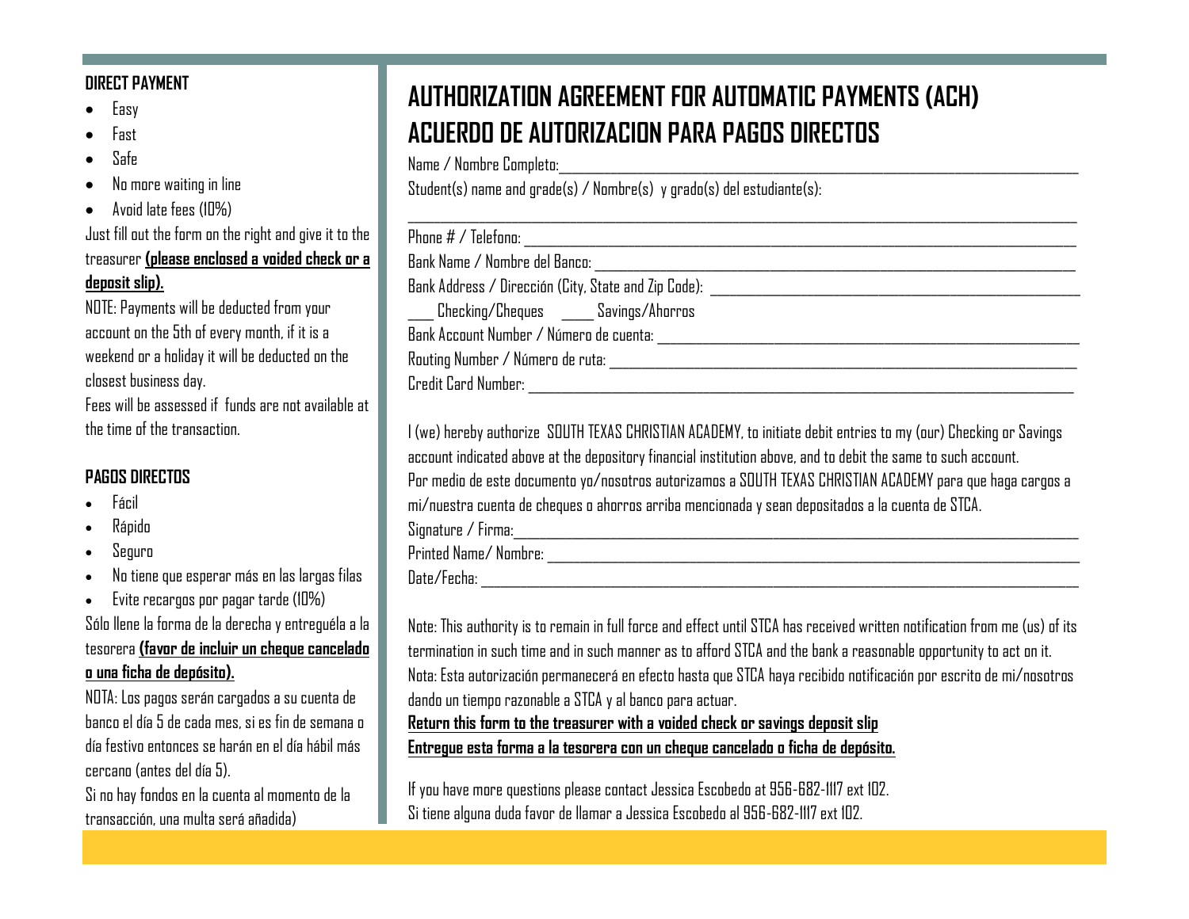**DIRECT PAYMENT**

- Easy
- Fast
- Safe
- No more waiting in line
- Avoid late fees (10%)

Just fill out the form on the right and give it to the treasurer **(please enclosed a voided check or a deposit slip).**

NOTE: Payments will be deducted from your account on the 5th of every month, if it is a weekend or a holiday it will be deducted on the closest business day.

Fees will be assessed if funds are not available at the time of the transaction.

**PAGOS DIRECTOS**

- Fácil
- Rápido
- Seguro
- No tiene que esperar más en las largas filas
- Evite recargos por pagar tarde (10%)

Sólo llene la forma de la derecha y entreguéla a la tesorera **(favor de incluir un cheque cancelado o una ficha de depósito).**

NOTA: Los pagos serán cargados a su cuenta de banco el día 5 de cada mes, si es fin de semana o día festivo entonces se harán en el día hábil más cercano (antes del día 5).

Si no hay fondos en la cuenta al momento de la transacción, una multa será añadida)

# AUTHORIZATION AGREEMENT FOR AUTOMATIC PAYMENTS (ACH)
# ACUERDO DE AUTORIZACION PARA PAGOS DIRECTOS

Name / Nombre Completo:\_\_\_\_\_\_\_\_\_\_\_\_\_\_\_\_\_\_\_\_\_\_\_\_\_\_\_\_\_\_\_\_\_\_\_\_\_\_\_\_

Student(s) name and grade(s) / Nombre(s) y grado(s) del estudiante(s):

\_\_\_\_\_\_\_\_\_\_\_\_\_\_\_\_\_\_\_\_\_\_\_\_\_\_\_\_\_\_\_\_\_\_\_\_\_\_\_\_\_\_\_\_\_\_\_\_\_\_\_\_\_\_\_\_\_\_\_\_

Phone # / Telefono: \_\_\_\_\_\_\_\_\_\_\_\_\_\_\_\_\_\_\_\_\_\_\_\_\_\_\_\_\_\_\_\_\_\_\_\_\_\_\_\_

Bank Name / Nombre del Banco: \_\_\_\_\_\_\_\_\_\_\_\_\_\_\_\_\_\_\_\_\_\_\_\_\_\_\_\_\_\_\_\_\_\_\_\_

Bank Address / Dirección (City, State and Zip Code): \_\_\_\_\_\_\_\_\_\_\_\_\_\_\_\_\_\_\_\_\_\_\_\_\_\_

\_\_\_\_ Checking/Cheques \_\_\_\_\_ Savings/Ahorros

Bank Account Number / Número de cuenta: \_\_\_\_\_\_\_\_\_\_\_\_\_\_\_\_\_\_\_\_\_\_\_\_\_\_\_\_\_\_

Routing Number / Número de ruta: \_\_\_\_\_\_\_\_\_\_\_\_\_\_\_\_\_\_\_\_\_\_\_\_\_\_\_\_\_\_\_\_\_\_

Credit Card Number: \_\_\_\_\_\_\_\_\_\_\_\_\_\_\_\_\_\_\_\_\_\_\_\_\_\_\_\_\_\_\_\_\_\_\_\_\_\_\_\_

I (we) hereby authorize SOUTH TEXAS CHRISTIAN ACADEMY, to initiate debit entries to my (our) Checking or Savings account indicated above at the depository financial institution above, and to debit the same to such account.

Por medio de este documento yo/nosotros autorizamos a SOUTH TEXAS CHRISTIAN ACADEMY para que haga cargos a mi/nuestra cuenta de cheques o ahorros arriba mencionada y sean depositados a la cuenta de STCA.

Signature / Firma:\_\_\_\_\_\_\_\_\_\_\_\_\_\_\_\_\_\_\_\_\_\_\_\_\_\_\_\_\_\_\_\_\_\_\_\_\_\_\_\_\_\_\_\_

Printed Name/ Nombre: \_\_\_\_\_\_\_\_\_\_\_\_\_\_\_\_\_\_\_\_\_\_\_\_\_\_\_\_\_\_\_\_\_\_\_\_\_\_\_\_

Date/Fecha: \_\_\_\_\_\_\_\_\_\_\_\_\_\_\_\_\_\_\_\_\_\_\_\_\_\_\_\_\_\_\_\_\_\_\_\_\_\_\_\_\_\_\_\_\_\_\_\_

Note: This authority is to remain in full force and effect until STCA has received written notification from me (us) of its termination in such time and in such manner as to afford STCA and the bank a reasonable opportunity to act on it.

Nota: Esta autorización permanecerá en efecto hasta que STCA haya recibido notificación por escrito de mi/nosotros dando un tiempo razonable a STCA y al banco para actuar.

**Return this form to the treasurer with a voided check or savings deposit slip**

**Entregue esta forma a la tesorera con un cheque cancelado o ficha de depósito.**

If you have more questions please contact Jessica Escobedo at 956-682-1117 ext 102.

Si tiene alguna duda favor de llamar a Jessica Escobedo al 956-682-1117 ext 102.